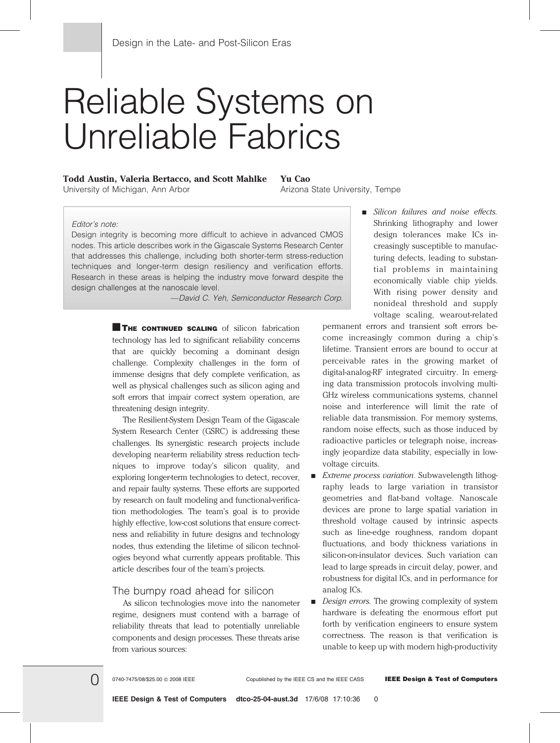# Reliable Systems on Unreliable Fabrics

**Todd Austin, Valeria Bertacco, and Scott Mahlke**
University of Michigan, Ann Arbor

**Yu Cao**
Arizona State University, Tempe

*Editor's note:*

Design integrity is becoming more difficult to achieve in advanced CMOS nodes. This article describes work in the Gigascale Systems Research Center that addresses this challenge, including both shorter-term stress-reduction techniques and longer-term design resiliency and verification efforts. Research in these areas is helping the industry move forward despite the design challenges at the nanoscale level.

—*David C. Yeh, Semiconductor Research Corp.*

**THE CONTINUED SCALING** of silicon fabrication technology has led to significant reliability concerns that are quickly becoming a dominant design challenge. Complexity challenges in the form of immense designs that defy complete verification, as well as physical challenges such as silicon aging and soft errors that impair correct system operation, are threatening design integrity.

The Resilient-System Design Team of the Gigascale System Research Center (GSRC) is addressing these challenges. Its synergistic research projects include developing near-term reliability stress reduction techniques to improve today's silicon quality, and exploring longer-term technologies to detect, recover, and repair faulty systems. These efforts are supported by research on fault modeling and functional-verification methodologies. The team's goal is to provide highly effective, low-cost solutions that ensure correctness and reliability in future designs and technology nodes, thus extending the lifetime of silicon technologies beyond what currently appears profitable. This article describes four of the team's projects.

## The bumpy road ahead for silicon

As silicon technologies move into the nanometer regime, designers must contend with a barrage of reliability threats that lead to potentially unreliable components and design processes. These threats arise from various sources:

- *Silicon failures and noise effects.* Shrinking lithography and lower design tolerances make ICs increasingly susceptible to manufacturing defects, leading to substantial problems in maintaining economically viable chip yields. With rising power density and nonideal threshold and supply voltage scaling, wearout-related permanent errors and transient soft errors become increasingly common during a chip's lifetime. Transient errors are bound to occur at perceivable rates in the growing market of digital-analog-RF integrated circuitry. In emerging data transmission protocols involving multi-GHz wireless communications systems, channel noise and interference will limit the rate of reliable data transmission. For memory systems, random noise effects, such as those induced by radioactive particles or telegraph noise, increasingly jeopardize data stability, especially in low-voltage circuits.
- *Extreme process variation.* Subwavelength lithography leads to large variation in transistor geometries and flat-band voltage. Nanoscale devices are prone to large spatial variation in threshold voltage caused by intrinsic aspects such as line-edge roughness, random dopant fluctuations, and body thickness variations in silicon-on-insulator devices. Such variation can lead to large spreads in circuit delay, power, and robustness for digital ICs, and in performance for analog ICs.
- *Design errors.* The growing complexity of system hardware is defeating the enormous effort put forth by verification engineers to ensure system correctness. The reason is that verification is unable to keep up with modern high-productivity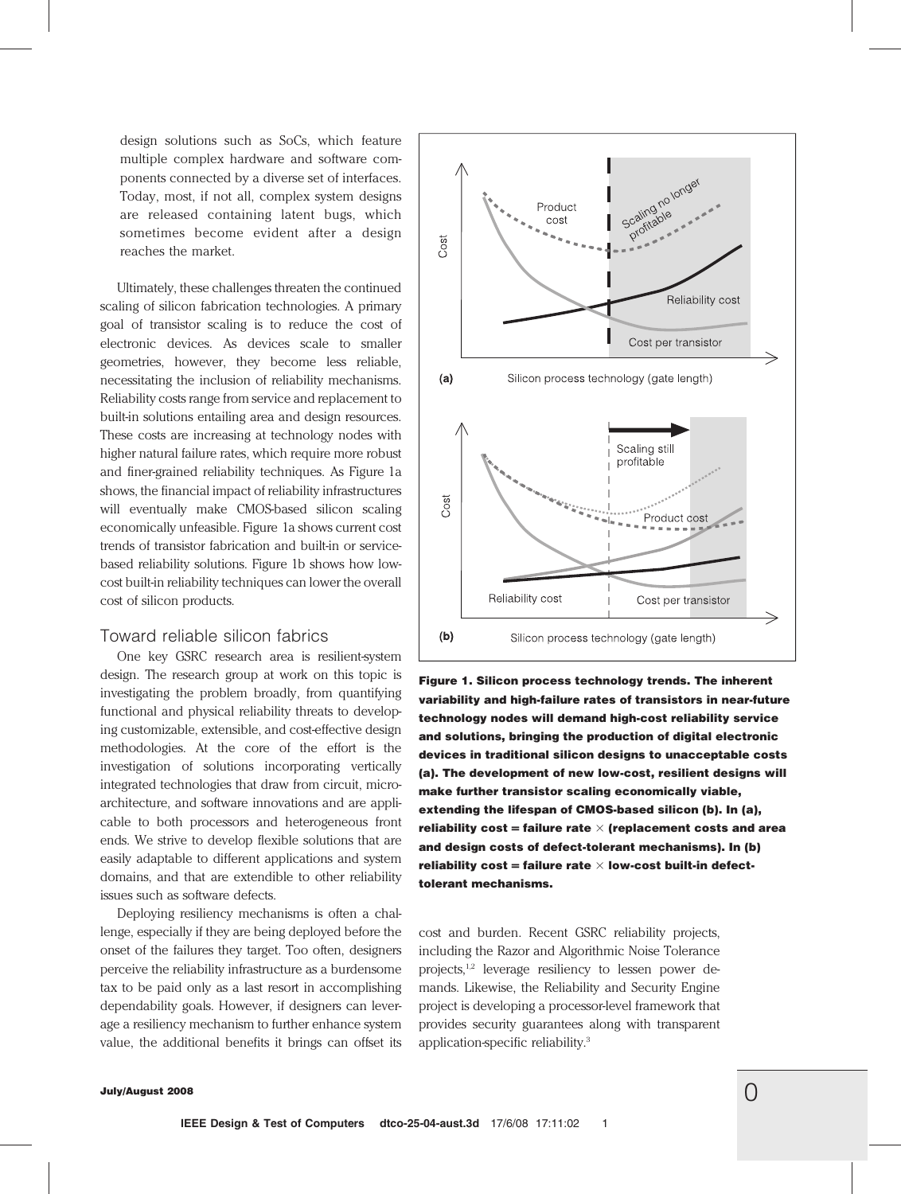design solutions such as SoCs, which feature multiple complex hardware and software components connected by a diverse set of interfaces. Today, most, if not all, complex system designs are released containing latent bugs, which sometimes become evident after a design reaches the market.

Ultimately, these challenges threaten the continued scaling of silicon fabrication technologies. A primary goal of transistor scaling is to reduce the cost of electronic devices. As devices scale to smaller geometries, however, they become less reliable, necessitating the inclusion of reliability mechanisms. Reliability costs range from service and replacement to built-in solutions entailing area and design resources. These costs are increasing at technology nodes with higher natural failure rates, which require more robust and finer-grained reliability techniques. As Figure 1a shows, the financial impact of reliability infrastructures will eventually make CMOS-based silicon scaling economically unfeasible. Figure 1a shows current cost trends of transistor fabrication and built-in or service-based reliability solutions. Figure 1b shows how low-cost built-in reliability techniques can lower the overall cost of silicon products.

**Figure 1. Silicon process technology trends. The inherent variability and high-failure rates of transistors in near-future technology nodes will demand high-cost reliability service and solutions, bringing the production of digital electronic devices in traditional silicon designs to unacceptable costs (a). The development of new low-cost, resilient designs will make further transistor scaling economically viable, extending the lifespan of CMOS-based silicon (b). In (a), reliability cost = failure rate × (replacement costs and area and design costs of defect-tolerant mechanisms). In (b) reliability cost = failure rate × low-cost built-in defect-tolerant mechanisms.**

## Toward reliable silicon fabrics

One key GSRC research area is resilient-system design. The research group at work on this topic is investigating the problem broadly, from quantifying functional and physical reliability threats to developing customizable, extensible, and cost-effective design methodologies. At the core of the effort is the investigation of solutions incorporating vertically integrated technologies that draw from circuit, microarchitecture, and software innovations and are applicable to both processors and heterogeneous front ends. We strive to develop flexible solutions that are easily adaptable to different applications and system domains, and that are extendible to other reliability issues such as software defects.

Deploying resiliency mechanisms is often a challenge, especially if they are being deployed before the onset of the failures they target. Too often, designers perceive the reliability infrastructure as a burdensome tax to be paid only as a last resort in accomplishing dependability goals. However, if designers can leverage a resiliency mechanism to further enhance system value, the additional benefits it brings can offset its cost and burden. Recent GSRC reliability projects, including the Razor and Algorithmic Noise Tolerance projects,[1,2] leverage resiliency to lessen power demands. Likewise, the Reliability and Security Engine project is developing a processor-level framework that provides security guarantees along with transparent application-specific reliability.[3]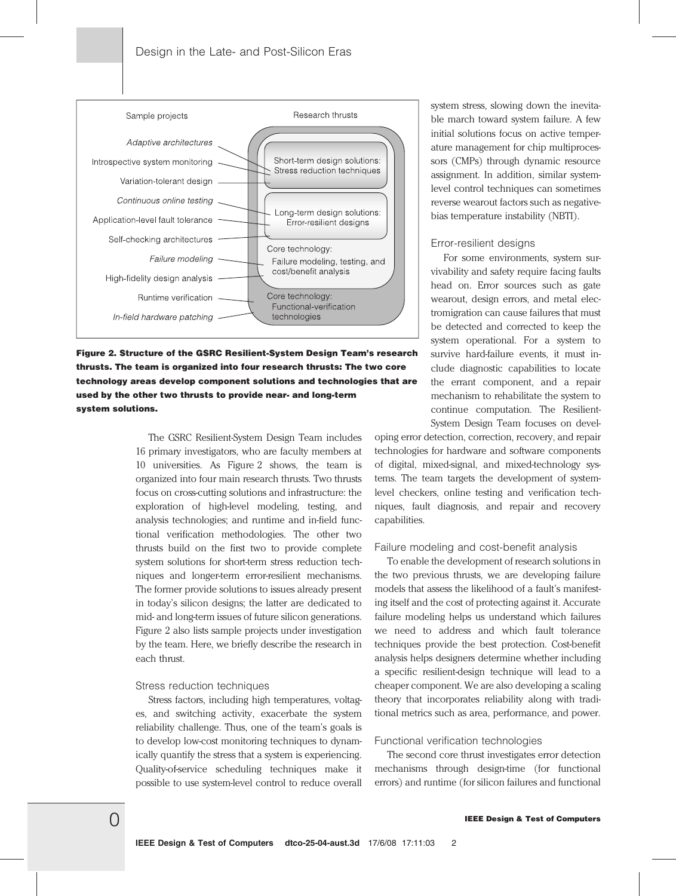Sample projects | Research thrusts

| Sample projects | Research thrusts |
| --- | --- |
| *Adaptive architectures* | Short-term design solutions: Stress reduction techniques |
| Introspective system monitoring | Short-term design solutions: Stress reduction techniques |
| Variation-tolerant design | Short-term design solutions: Stress reduction techniques |
| *Continuous online testing* | Long-term design solutions: Error-resilient designs |
| Application-level fault tolerance | Long-term design solutions: Error-resilient designs |
| Self-checking architectures | Long-term design solutions: Error-resilient designs |
| *Failure modeling* | Core technology: Failure modeling, testing, and cost/benefit analysis |
| High-fidelity design analysis | Core technology: Failure modeling, testing, and cost/benefit analysis |
| Runtime verification | Core technology: Functional-verification technologies |
| *In-field hardware patching* | Core technology: Functional-verification technologies |

**Figure 2. Structure of the GSRC Resilient-System Design Team's research thrusts. The team is organized into four research thrusts: The two core technology areas develop component solutions and technologies that are used by the other two thrusts to provide near- and long-term system solutions.**

The GSRC Resilient-System Design Team includes 16 primary investigators, who are faculty members at 10 universities. As Figure 2 shows, the team is organized into four main research thrusts. Two thrusts focus on cross-cutting solutions and infrastructure: the exploration of high-level modeling, testing, and analysis technologies; and runtime and in-field functional verification methodologies. The other two thrusts build on the first two to provide complete system solutions for short-term stress reduction techniques and longer-term error-resilient mechanisms. The former provide solutions to issues already present in today's silicon designs; the latter are dedicated to mid- and long-term issues of future silicon generations. Figure 2 also lists sample projects under investigation by the team. Here, we briefly describe the research in each thrust.

### Stress reduction techniques

Stress factors, including high temperatures, voltages, and switching activity, exacerbate the system reliability challenge. Thus, one of the team's goals is to develop low-cost monitoring techniques to dynamically quantify the stress that a system is experiencing. Quality-of-service scheduling techniques make it possible to use system-level control to reduce overall system stress, slowing down the inevitable march toward system failure. A few initial solutions focus on active temperature management for chip multiprocessors (CMPs) through dynamic resource assignment. In addition, similar system-level control techniques can sometimes reverse wearout factors such as negative-bias temperature instability (NBTI).

### Error-resilient designs

For some environments, system survivability and safety require facing faults head on. Error sources such as gate wearout, design errors, and metal electromigration can cause failures that must be detected and corrected to keep the system operational. For a system to survive hard-failure events, it must include diagnostic capabilities to locate the errant component, and a repair mechanism to rehabilitate the system to continue computation. The Resilient-System Design Team focuses on developing error detection, correction, recovery, and repair technologies for hardware and software components of digital, mixed-signal, and mixed-technology systems. The team targets the development of system-level checkers, online testing and verification techniques, fault diagnosis, and repair and recovery capabilities.

### Failure modeling and cost-benefit analysis

To enable the development of research solutions in the two previous thrusts, we are developing failure models that assess the likelihood of a fault's manifesting itself and the cost of protecting against it. Accurate failure modeling helps us understand which failures we need to address and which fault tolerance techniques provide the best protection. Cost-benefit analysis helps designers determine whether including a specific resilient-design technique will lead to a cheaper component. We are also developing a scaling theory that incorporates reliability along with traditional metrics such as area, performance, and power.

### Functional verification technologies

The second core thrust investigates error detection mechanisms through design-time (for functional errors) and runtime (for silicon failures and functional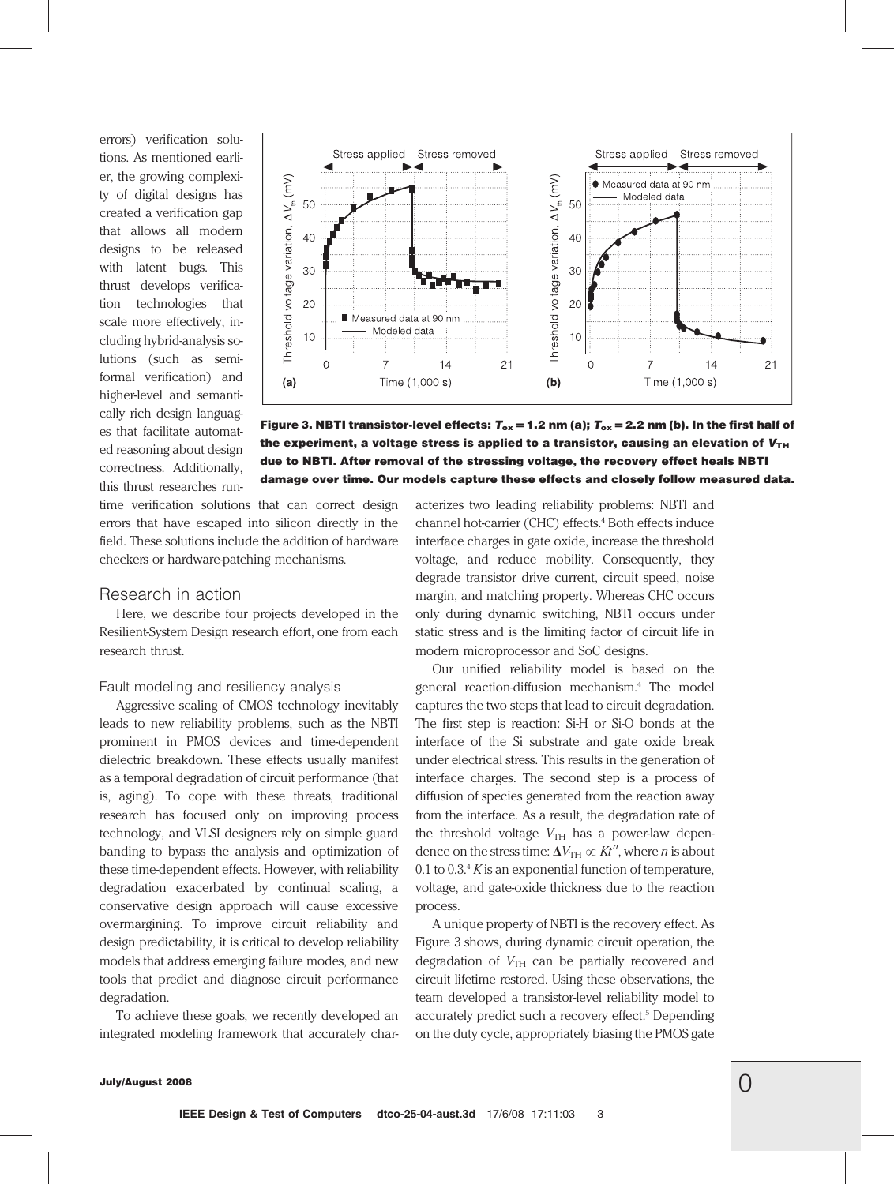errors) verification solutions. As mentioned earlier, the growing complexity of digital designs has created a verification gap that allows all modern designs to be released with latent bugs. This thrust develops verification technologies that scale more effectively, including hybrid-analysis solutions (such as semiformal verification) and higher-level and semantically rich design languages that facilitate automated reasoning about design correctness. Additionally, this thrust researches runtime verification solutions that can correct design errors that have escaped into silicon directly in the field. These solutions include the addition of hardware checkers or hardware-patching mechanisms.

**Figure 3. NBTI transistor-level effects: $T_{ox}$ = 1.2 nm (a); $T_{ox}$ = 2.2 nm (b). In the first half of the experiment, a voltage stress is applied to a transistor, causing an elevation of $V_{TH}$ due to NBTI. After removal of the stressing voltage, the recovery effect heals NBTI damage over time. Our models capture these effects and closely follow measured data.**

## Research in action

Here, we describe four projects developed in the Resilient-System Design research effort, one from each research thrust.

### Fault modeling and resiliency analysis

Aggressive scaling of CMOS technology inevitably leads to new reliability problems, such as the NBTI prominent in PMOS devices and time-dependent dielectric breakdown. These effects usually manifest as a temporal degradation of circuit performance (that is, aging). To cope with these threats, traditional research has focused only on improving process technology, and VLSI designers rely on simple guard banding to bypass the analysis and optimization of these time-dependent effects. However, with reliability degradation exacerbated by continual scaling, a conservative design approach will cause excessive overmargining. To improve circuit reliability and design predictability, it is critical to develop reliability models that address emerging failure modes, and new tools that predict and diagnose circuit performance degradation.

To achieve these goals, we recently developed an integrated modeling framework that accurately characterizes two leading reliability problems: NBTI and channel hot-carrier (CHC) effects.[4] Both effects induce interface charges in gate oxide, increase the threshold voltage, and reduce mobility. Consequently, they degrade transistor drive current, circuit speed, noise margin, and matching property. Whereas CHC occurs only during dynamic switching, NBTI occurs under static stress and is the limiting factor of circuit life in modern microprocessor and SoC designs.

Our unified reliability model is based on the general reaction-diffusion mechanism.[4] The model captures the two steps that lead to circuit degradation. The first step is reaction: Si-H or Si-O bonds at the interface of the Si substrate and gate oxide break under electrical stress. This results in the generation of interface charges. The second step is a process of diffusion of species generated from the reaction away from the interface. As a result, the degradation rate of the threshold voltage $V_{TH}$ has a power-law dependence on the stress time: $\Delta V_{TH} \propto Kt^n$, where $n$ is about 0.1 to 0.3.[4] $K$ is an exponential function of temperature, voltage, and gate-oxide thickness due to the reaction process.

A unique property of NBTI is the recovery effect. As Figure 3 shows, during dynamic circuit operation, the degradation of $V_{TH}$ can be partially recovered and circuit lifetime restored. Using these observations, the team developed a transistor-level reliability model to accurately predict such a recovery effect.[5] Depending on the duty cycle, appropriately biasing the PMOS gate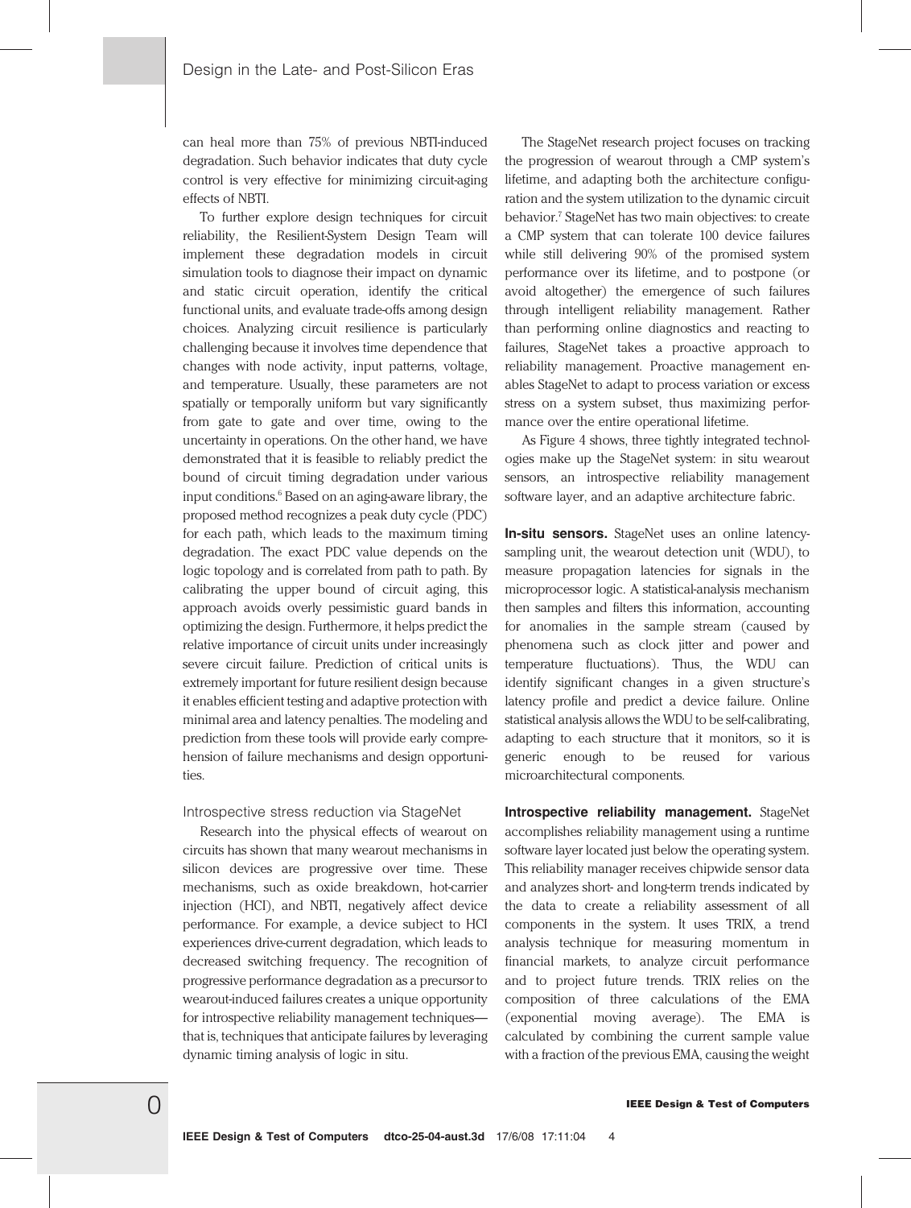can heal more than 75% of previous NBTI-induced degradation. Such behavior indicates that duty cycle control is very effective for minimizing circuit-aging effects of NBTI.

To further explore design techniques for circuit reliability, the Resilient-System Design Team will implement these degradation models in circuit simulation tools to diagnose their impact on dynamic and static circuit operation, identify the critical functional units, and evaluate trade-offs among design choices. Analyzing circuit resilience is particularly challenging because it involves time dependence that changes with node activity, input patterns, voltage, and temperature. Usually, these parameters are not spatially or temporally uniform but vary significantly from gate to gate and over time, owing to the uncertainty in operations. On the other hand, we have demonstrated that it is feasible to reliably predict the bound of circuit timing degradation under various input conditions.[6] Based on an aging-aware library, the proposed method recognizes a peak duty cycle (PDC) for each path, which leads to the maximum timing degradation. The exact PDC value depends on the logic topology and is correlated from path to path. By calibrating the upper bound of circuit aging, this approach avoids overly pessimistic guard bands in optimizing the design. Furthermore, it helps predict the relative importance of circuit units under increasingly severe circuit failure. Prediction of critical units is extremely important for future resilient design because it enables efficient testing and adaptive protection with minimal area and latency penalties. The modeling and prediction from these tools will provide early comprehension of failure mechanisms and design opportunities.

## Introspective stress reduction via StageNet

Research into the physical effects of wearout on circuits has shown that many wearout mechanisms in silicon devices are progressive over time. These mechanisms, such as oxide breakdown, hot-carrier injection (HCI), and NBTI, negatively affect device performance. For example, a device subject to HCI experiences drive-current degradation, which leads to decreased switching frequency. The recognition of progressive performance degradation as a precursor to wearout-induced failures creates a unique opportunity for introspective reliability management techniques—that is, techniques that anticipate failures by leveraging dynamic timing analysis of logic in situ.

The StageNet research project focuses on tracking the progression of wearout through a CMP system's lifetime, and adapting both the architecture configuration and the system utilization to the dynamic circuit behavior.[7] StageNet has two main objectives: to create a CMP system that can tolerate 100 device failures while still delivering 90% of the promised system performance over its lifetime, and to postpone (or avoid altogether) the emergence of such failures through intelligent reliability management. Rather than performing online diagnostics and reacting to failures, StageNet takes a proactive approach to reliability management. Proactive management enables StageNet to adapt to process variation or excess stress on a system subset, thus maximizing performance over the entire operational lifetime.

As Figure 4 shows, three tightly integrated technologies make up the StageNet system: in situ wearout sensors, an introspective reliability management software layer, and an adaptive architecture fabric.

**In-situ sensors.** StageNet uses an online latency-sampling unit, the wearout detection unit (WDU), to measure propagation latencies for signals in the microprocessor logic. A statistical-analysis mechanism then samples and filters this information, accounting for anomalies in the sample stream (caused by phenomena such as clock jitter and power and temperature fluctuations). Thus, the WDU can identify significant changes in a given structure's latency profile and predict a device failure. Online statistical analysis allows the WDU to be self-calibrating, adapting to each structure that it monitors, so it is generic enough to be reused for various microarchitectural components.

**Introspective reliability management.** StageNet accomplishes reliability management using a runtime software layer located just below the operating system. This reliability manager receives chipwide sensor data and analyzes short- and long-term trends indicated by the data to create a reliability assessment of all components in the system. It uses TRIX, a trend analysis technique for measuring momentum in financial markets, to analyze circuit performance and to project future trends. TRIX relies on the composition of three calculations of the EMA (exponential moving average). The EMA is calculated by combining the current sample value with a fraction of the previous EMA, causing the weight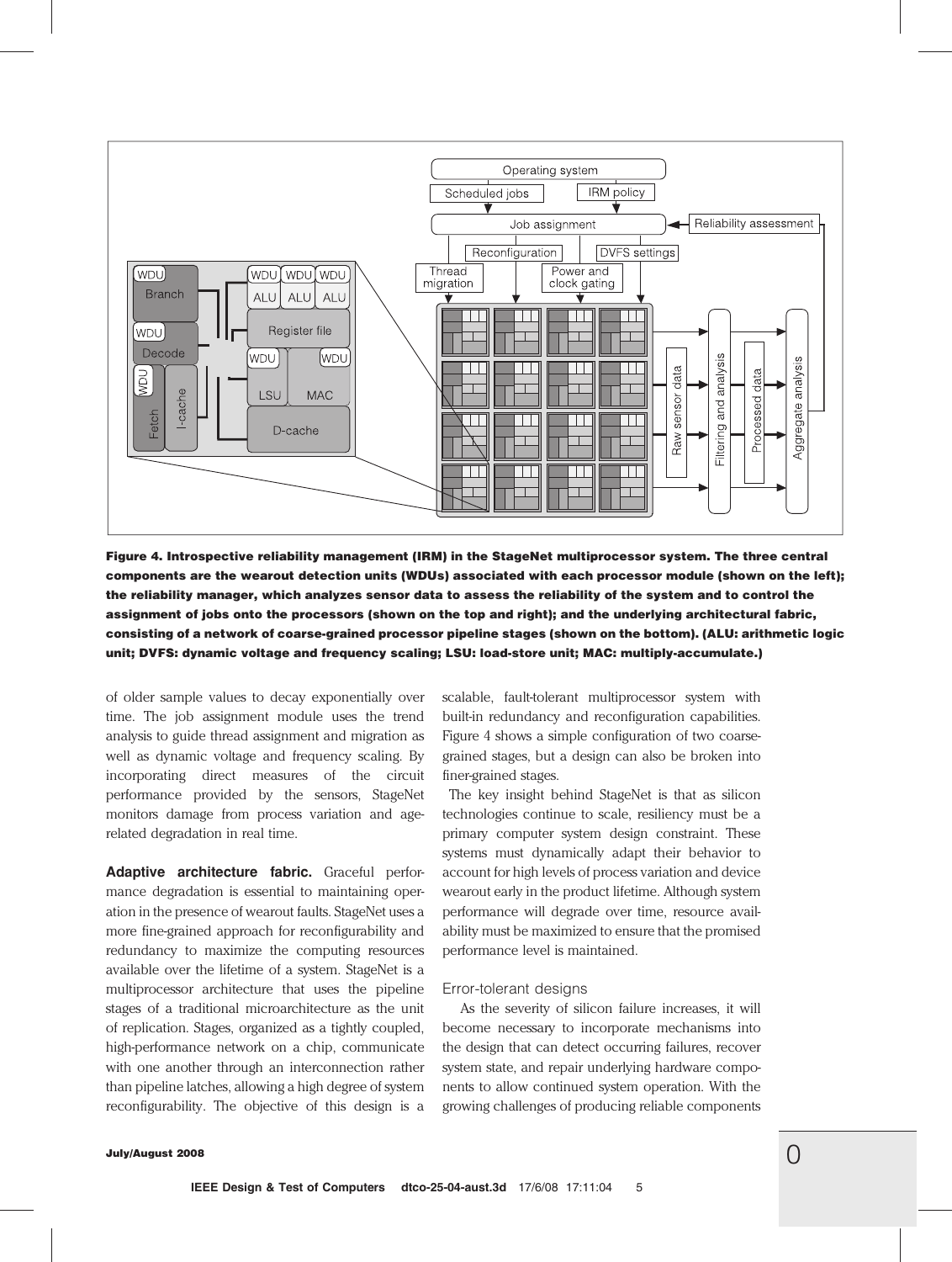Operating system

Scheduled jobs

IRM policy

Job assignment

Reliability assessment

Reconfiguration

DVFS settings

Thread migration

Power and clock gating

WDU

Branch

WDU

Decode

WDU

Fetch

I-cache

WDU WDU WDU

ALU ALU ALU

Register file

WDU

WDU

LSU

MAC

D-cache

Raw sensor data

Filtering and analysis

Processed data

Aggregate analysis

**Figure 4. Introspective reliability management (IRM) in the StageNet multiprocessor system. The three central components are the wearout detection units (WDUs) associated with each processor module (shown on the left); the reliability manager, which analyzes sensor data to assess the reliability of the system and to control the assignment of jobs onto the processors (shown on the top and right); and the underlying architectural fabric, consisting of a network of coarse-grained processor pipeline stages (shown on the bottom). (ALU: arithmetic logic unit; DVFS: dynamic voltage and frequency scaling; LSU: load-store unit; MAC: multiply-accumulate.)**

of older sample values to decay exponentially over time. The job assignment module uses the trend analysis to guide thread assignment and migration as well as dynamic voltage and frequency scaling. By incorporating direct measures of the circuit performance provided by the sensors, StageNet monitors damage from process variation and age-related degradation in real time.

**Adaptive architecture fabric.** Graceful performance degradation is essential to maintaining operation in the presence of wearout faults. StageNet uses a more fine-grained approach for reconfigurability and redundancy to maximize the computing resources available over the lifetime of a system. StageNet is a multiprocessor architecture that uses the pipeline stages of a traditional microarchitecture as the unit of replication. Stages, organized as a tightly coupled, high-performance network on a chip, communicate with one another through an interconnection rather than pipeline latches, allowing a high degree of system reconfigurability. The objective of this design is a scalable, fault-tolerant multiprocessor system with built-in redundancy and reconfiguration capabilities. Figure 4 shows a simple configuration of two coarse-grained stages, but a design can also be broken into finer-grained stages.

The key insight behind StageNet is that as silicon technologies continue to scale, resiliency must be a primary computer system design constraint. These systems must dynamically adapt their behavior to account for high levels of process variation and device wearout early in the product lifetime. Although system performance will degrade over time, resource availability must be maximized to ensure that the promised performance level is maintained.

## Error-tolerant designs

As the severity of silicon failure increases, it will become necessary to incorporate mechanisms into the design that can detect occurring failures, recover system state, and repair underlying hardware components to allow continued system operation. With the growing challenges of producing reliable components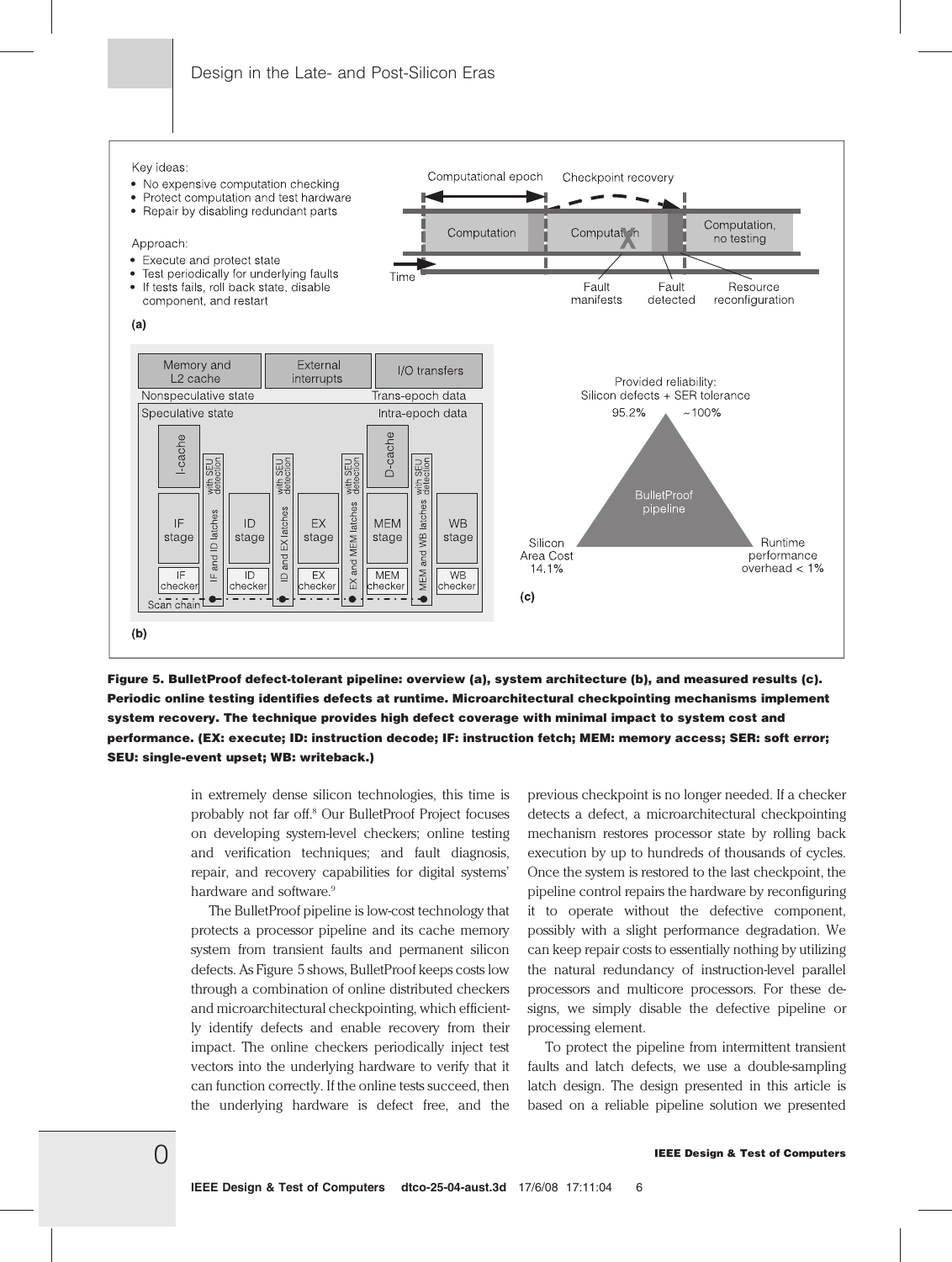Figure 5. BulletProof defect-tolerant pipeline: overview (a), system architecture (b), and measured results (c). Periodic online testing identifies defects at runtime. Microarchitectural checkpointing mechanisms implement system recovery. The technique provides high defect coverage with minimal impact to system cost and performance. (EX: execute; ID: instruction decode; IF: instruction fetch; MEM: memory access; SER: soft error; SEU: single-event upset; WB: writeback.)

in extremely dense silicon technologies, this time is probably not far off.[8] Our BulletProof Project focuses on developing system-level checkers; online testing and verification techniques; and fault diagnosis, repair, and recovery capabilities for digital systems' hardware and software.[9]

The BulletProof pipeline is low-cost technology that protects a processor pipeline and its cache memory system from transient faults and permanent silicon defects. As Figure 5 shows, BulletProof keeps costs low through a combination of online distributed checkers and microarchitectural checkpointing, which efficiently identify defects and enable recovery from their impact. The online checkers periodically inject test vectors into the underlying hardware to verify that it can function correctly. If the online tests succeed, then the underlying hardware is defect free, and the previous checkpoint is no longer needed. If a checker detects a defect, a microarchitectural checkpointing mechanism restores processor state by rolling back execution by up to hundreds of thousands of cycles. Once the system is restored to the last checkpoint, the pipeline control repairs the hardware by reconfiguring it to operate without the defective component, possibly with a slight performance degradation. We can keep repair costs to essentially nothing by utilizing the natural redundancy of instruction-level parallel processors and multicore processors. For these designs, we simply disable the defective pipeline or processing element.

To protect the pipeline from intermittent transient faults and latch defects, we use a double-sampling latch design. The design presented in this article is based on a reliable pipeline solution we presented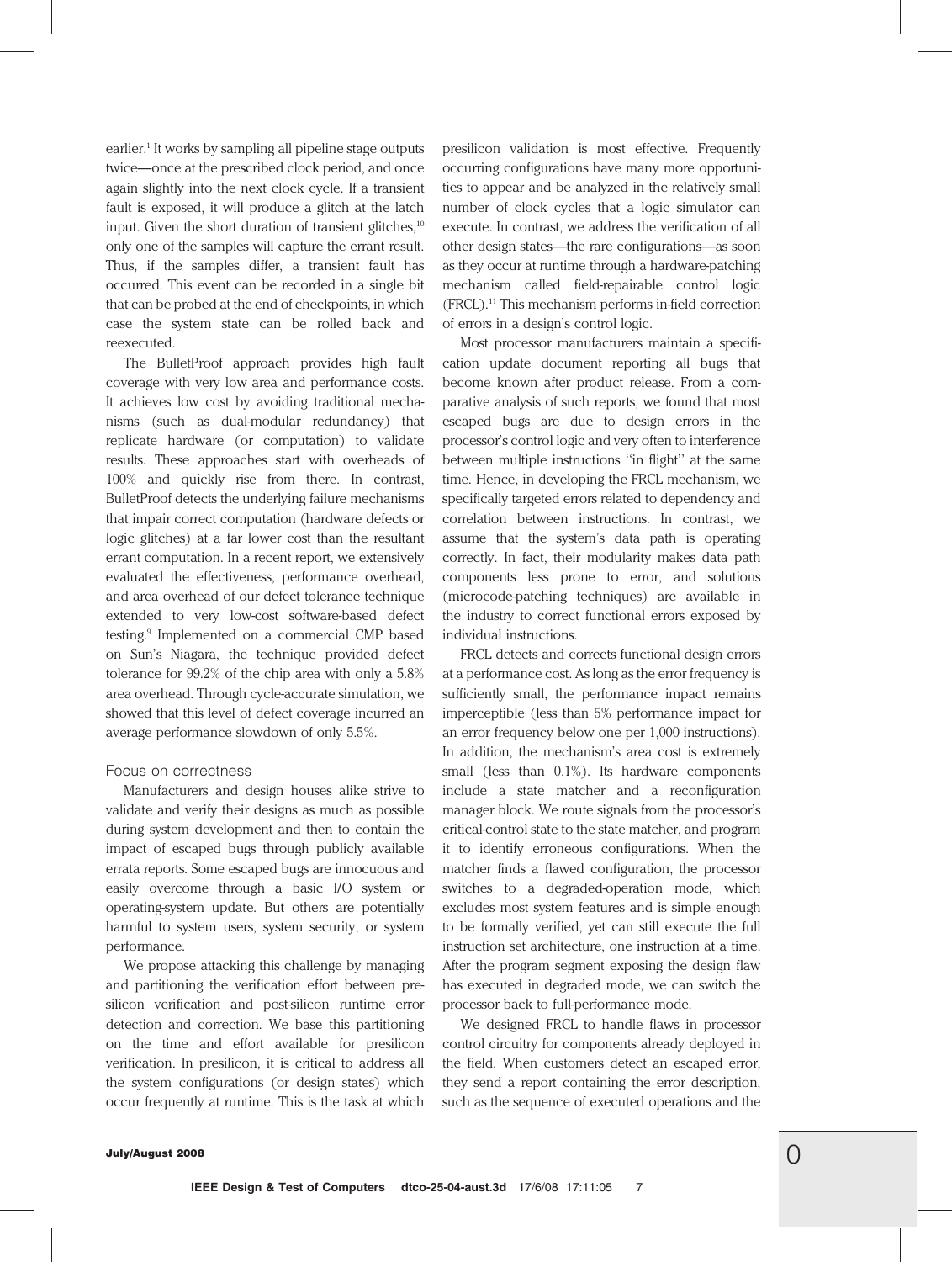earlier.[1] It works by sampling all pipeline stage outputs twice—once at the prescribed clock period, and once again slightly into the next clock cycle. If a transient fault is exposed, it will produce a glitch at the latch input. Given the short duration of transient glitches,[10] only one of the samples will capture the errant result. Thus, if the samples differ, a transient fault has occurred. This event can be recorded in a single bit that can be probed at the end of checkpoints, in which case the system state can be rolled back and reexecuted.

The BulletProof approach provides high fault coverage with very low area and performance costs. It achieves low cost by avoiding traditional mechanisms (such as dual-modular redundancy) that replicate hardware (or computation) to validate results. These approaches start with overheads of 100% and quickly rise from there. In contrast, BulletProof detects the underlying failure mechanisms that impair correct computation (hardware defects or logic glitches) at a far lower cost than the resultant errant computation. In a recent report, we extensively evaluated the effectiveness, performance overhead, and area overhead of our defect tolerance technique extended to very low-cost software-based defect testing.[9] Implemented on a commercial CMP based on Sun's Niagara, the technique provided defect tolerance for 99.2% of the chip area with only a 5.8% area overhead. Through cycle-accurate simulation, we showed that this level of defect coverage incurred an average performance slowdown of only 5.5%.

### Focus on correctness

Manufacturers and design houses alike strive to validate and verify their designs as much as possible during system development and then to contain the impact of escaped bugs through publicly available errata reports. Some escaped bugs are innocuous and easily overcome through a basic I/O system or operating-system update. But others are potentially harmful to system users, system security, or system performance.

We propose attacking this challenge by managing and partitioning the verification effort between presilicon verification and post-silicon runtime error detection and correction. We base this partitioning on the time and effort available for presilicon verification. In presilicon, it is critical to address all the system configurations (or design states) which occur frequently at runtime. This is the task at which presilicon validation is most effective. Frequently occurring configurations have many more opportunities to appear and be analyzed in the relatively small number of clock cycles that a logic simulator can execute. In contrast, we address the verification of all other design states—the rare configurations—as soon as they occur at runtime through a hardware-patching mechanism called field-repairable control logic (FRCL).[11] This mechanism performs in-field correction of errors in a design's control logic.

Most processor manufacturers maintain a specification update document reporting all bugs that become known after product release. From a comparative analysis of such reports, we found that most escaped bugs are due to design errors in the processor's control logic and very often to interference between multiple instructions "in flight" at the same time. Hence, in developing the FRCL mechanism, we specifically targeted errors related to dependency and correlation between instructions. In contrast, we assume that the system's data path is operating correctly. In fact, their modularity makes data path components less prone to error, and solutions (microcode-patching techniques) are available in the industry to correct functional errors exposed by individual instructions.

FRCL detects and corrects functional design errors at a performance cost. As long as the error frequency is sufficiently small, the performance impact remains imperceptible (less than 5% performance impact for an error frequency below one per 1,000 instructions). In addition, the mechanism's area cost is extremely small (less than 0.1%). Its hardware components include a state matcher and a reconfiguration manager block. We route signals from the processor's critical-control state to the state matcher, and program it to identify erroneous configurations. When the matcher finds a flawed configuration, the processor switches to a degraded-operation mode, which excludes most system features and is simple enough to be formally verified, yet can still execute the full instruction set architecture, one instruction at a time. After the program segment exposing the design flaw has executed in degraded mode, we can switch the processor back to full-performance mode.

We designed FRCL to handle flaws in processor control circuitry for components already deployed in the field. When customers detect an escaped error, they send a report containing the error description, such as the sequence of executed operations and the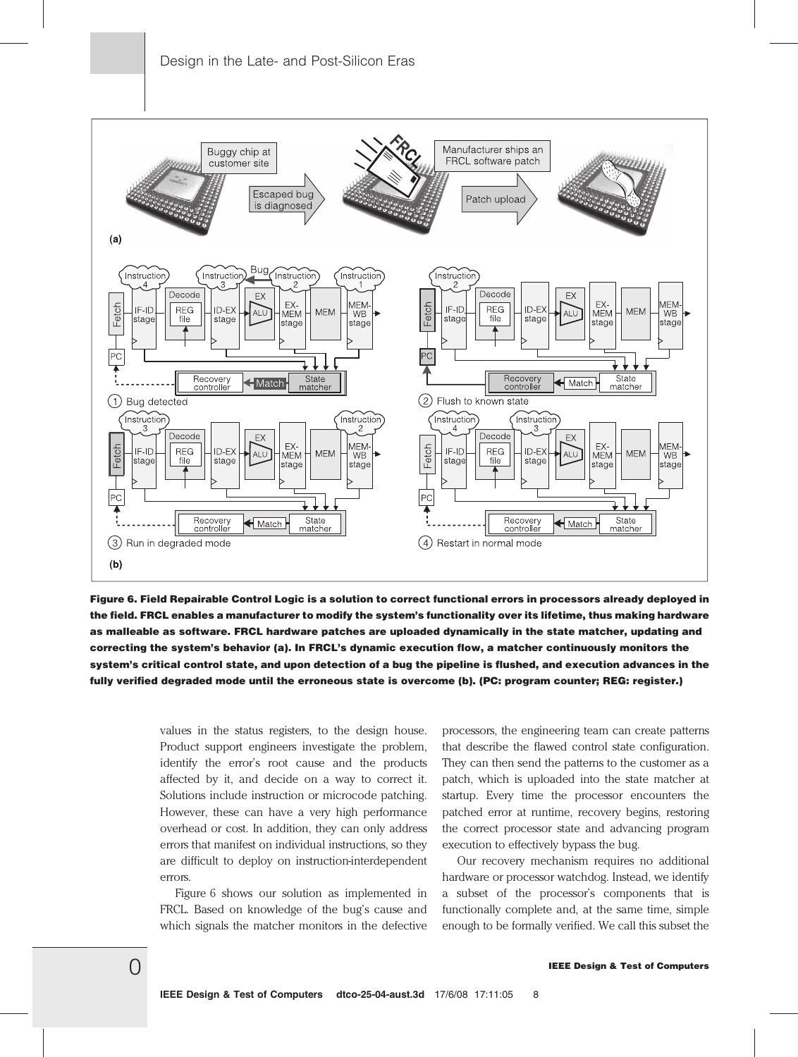Figure 6. Field Repairable Control Logic is a solution to correct functional errors in processors already deployed in the field. FRCL enables a manufacturer to modify the system's functionality over its lifetime, thus making hardware as malleable as software. FRCL hardware patches are uploaded dynamically in the state matcher, updating and correcting the system's behavior (a). In FRCL's dynamic execution flow, a matcher continuously monitors the system's critical control state, and upon detection of a bug the pipeline is flushed, and execution advances in the fully verified degraded mode until the erroneous state is overcome (b). (PC: program counter; REG: register.)

values in the status registers, to the design house. Product support engineers investigate the problem, identify the error's root cause and the products affected by it, and decide on a way to correct it. Solutions include instruction or microcode patching. However, these can have a very high performance overhead or cost. In addition, they can only address errors that manifest on individual instructions, so they are difficult to deploy on instruction-interdependent errors.

Figure 6 shows our solution as implemented in FRCL. Based on knowledge of the bug's cause and which signals the matcher monitors in the defective processors, the engineering team can create patterns that describe the flawed control state configuration. They can then send the patterns to the customer as a patch, which is uploaded into the state matcher at startup. Every time the processor encounters the patched error at runtime, recovery begins, restoring the correct processor state and advancing program execution to effectively bypass the bug.

Our recovery mechanism requires no additional hardware or processor watchdog. Instead, we identify a subset of the processor's components that is functionally complete and, at the same time, simple enough to be formally verified. We call this subset the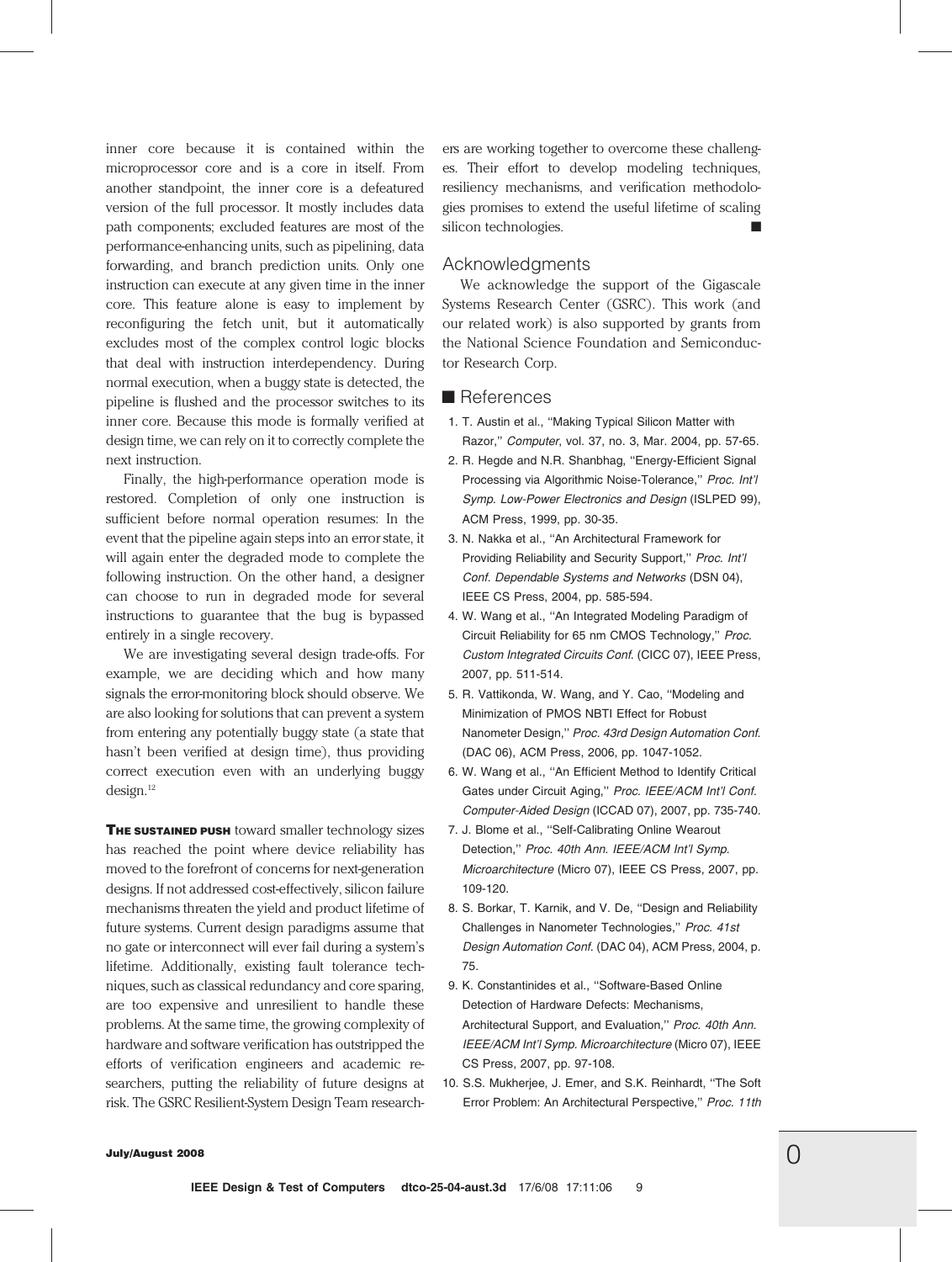inner core because it is contained within the microprocessor core and is a core in itself. From another standpoint, the inner core is a defeatured version of the full processor. It mostly includes data path components; excluded features are most of the performance-enhancing units, such as pipelining, data forwarding, and branch prediction units. Only one instruction can execute at any given time in the inner core. This feature alone is easy to implement by reconfiguring the fetch unit, but it automatically excludes most of the complex control logic blocks that deal with instruction interdependency. During normal execution, when a buggy state is detected, the pipeline is flushed and the processor switches to its inner core. Because this mode is formally verified at design time, we can rely on it to correctly complete the next instruction.

Finally, the high-performance operation mode is restored. Completion of only one instruction is sufficient before normal operation resumes: In the event that the pipeline again steps into an error state, it will again enter the degraded mode to complete the following instruction. On the other hand, a designer can choose to run in degraded mode for several instructions to guarantee that the bug is bypassed entirely in a single recovery.

We are investigating several design trade-offs. For example, we are deciding which and how many signals the error-monitoring block should observe. We are also looking for solutions that can prevent a system from entering any potentially buggy state (a state that hasn't been verified at design time), thus providing correct execution even with an underlying buggy design.[12]

**THE SUSTAINED PUSH** toward smaller technology sizes has reached the point where device reliability has moved to the forefront of concerns for next-generation designs. If not addressed cost-effectively, silicon failure mechanisms threaten the yield and product lifetime of future systems. Current design paradigms assume that no gate or interconnect will ever fail during a system's lifetime. Additionally, existing fault tolerance techniques, such as classical redundancy and core sparing, are too expensive and unresilient to handle these problems. At the same time, the growing complexity of hardware and software verification has outstripped the efforts of verification engineers and academic researchers, putting the reliability of future designs at risk. The GSRC Resilient-System Design Team researchers are working together to overcome these challenges. Their effort to develop modeling techniques, resiliency mechanisms, and verification methodologies promises to extend the useful lifetime of scaling silicon technologies. ■

## Acknowledgments

We acknowledge the support of the Gigascale Systems Research Center (GSRC). This work (and our related work) is also supported by grants from the National Science Foundation and Semiconductor Research Corp.

## References

1. T. Austin et al., "Making Typical Silicon Matter with Razor," *Computer*, vol. 37, no. 3, Mar. 2004, pp. 57-65.
2. R. Hegde and N.R. Shanbhag, "Energy-Efficient Signal Processing via Algorithmic Noise-Tolerance," *Proc. Int'l Symp. Low-Power Electronics and Design* (ISLPED 99), ACM Press, 1999, pp. 30-35.
3. N. Nakka et al., "An Architectural Framework for Providing Reliability and Security Support," *Proc. Int'l Conf. Dependable Systems and Networks* (DSN 04), IEEE CS Press, 2004, pp. 585-594.
4. W. Wang et al., "An Integrated Modeling Paradigm of Circuit Reliability for 65 nm CMOS Technology," *Proc. Custom Integrated Circuits Conf.* (CICC 07), IEEE Press, 2007, pp. 511-514.
5. R. Vattikonda, W. Wang, and Y. Cao, "Modeling and Minimization of PMOS NBTI Effect for Robust Nanometer Design," *Proc. 43rd Design Automation Conf.* (DAC 06), ACM Press, 2006, pp. 1047-1052.
6. W. Wang et al., "An Efficient Method to Identify Critical Gates under Circuit Aging," *Proc. IEEE/ACM Int'l Conf. Computer-Aided Design* (ICCAD 07), 2007, pp. 735-740.
7. J. Blome et al., "Self-Calibrating Online Wearout Detection," *Proc. 40th Ann. IEEE/ACM Int'l Symp. Microarchitecture* (Micro 07), IEEE CS Press, 2007, pp. 109-120.
8. S. Borkar, T. Karnik, and V. De, "Design and Reliability Challenges in Nanometer Technologies," *Proc. 41st Design Automation Conf.* (DAC 04), ACM Press, 2004, p. 75.
9. K. Constantinides et al., "Software-Based Online Detection of Hardware Defects: Mechanisms, Architectural Support, and Evaluation," *Proc. 40th Ann. IEEE/ACM Int'l Symp. Microarchitecture* (Micro 07), IEEE CS Press, 2007, pp. 97-108.
10. S.S. Mukherjee, J. Emer, and S.K. Reinhardt, "The Soft Error Problem: An Architectural Perspective," *Proc. 11th*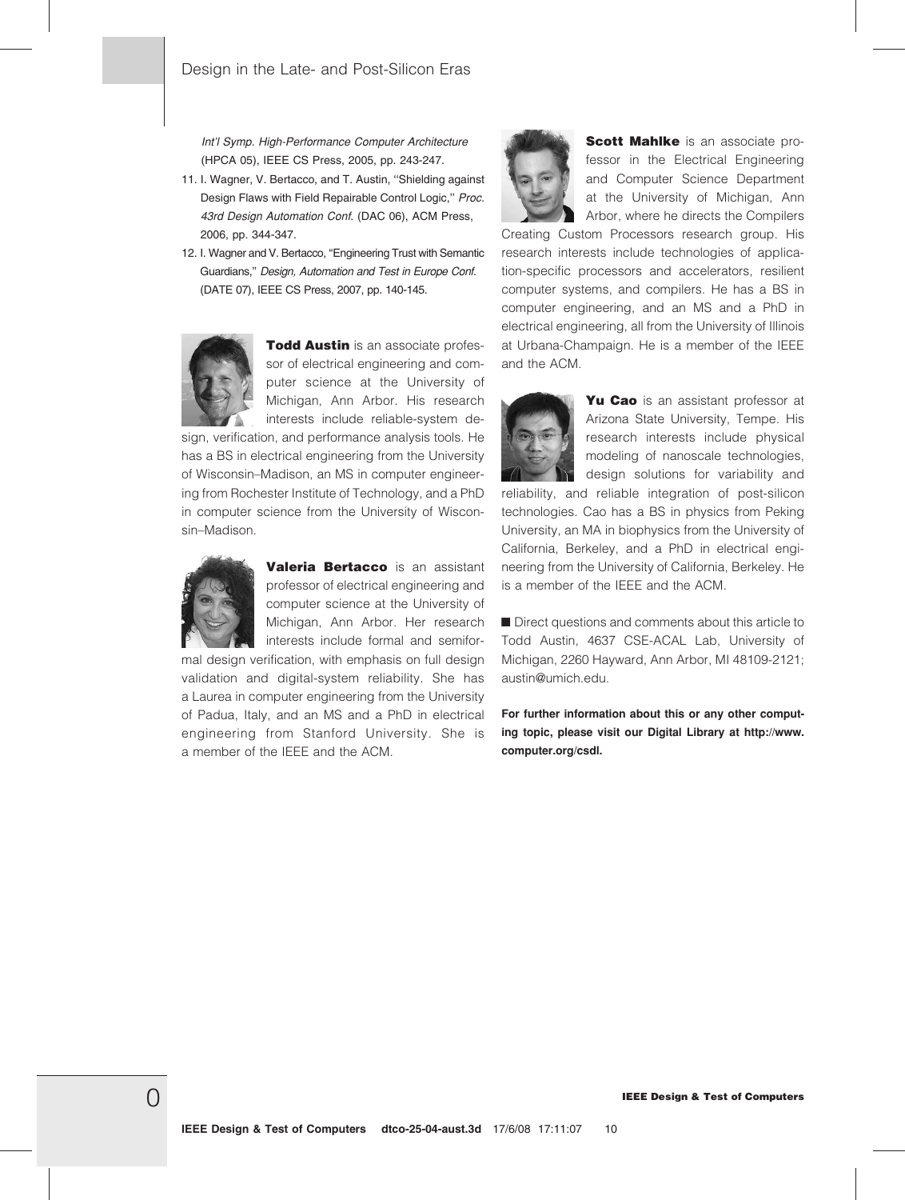*Int'l Symp. High-Performance Computer Architecture* (HPCA 05), IEEE CS Press, 2005, pp. 243-247.

11. I. Wagner, V. Bertacco, and T. Austin, ''Shielding against Design Flaws with Field Repairable Control Logic,'' *Proc. 43rd Design Automation Conf.* (DAC 06), ACM Press, 2006, pp. 344-347.
12. I. Wagner and V. Bertacco, "Engineering Trust with Semantic Guardians," *Design, Automation and Test in Europe Conf.* (DATE 07), IEEE CS Press, 2007, pp. 140-145.

**Todd Austin** is an associate professor of electrical engineering and computer science at the University of Michigan, Ann Arbor. His research interests include reliable-system design, verification, and performance analysis tools. He has a BS in electrical engineering from the University of Wisconsin–Madison, an MS in computer engineering from Rochester Institute of Technology, and a PhD in computer science from the University of Wisconsin–Madison.

**Valeria Bertacco** is an assistant professor of electrical engineering and computer science at the University of Michigan, Ann Arbor. Her research interests include formal and semiformal design verification, with emphasis on full design validation and digital-system reliability. She has a Laurea in computer engineering from the University of Padua, Italy, and an MS and a PhD in electrical engineering from Stanford University. She is a member of the IEEE and the ACM.

**Scott Mahlke** is an associate professor in the Electrical Engineering and Computer Science Department at the University of Michigan, Ann Arbor, where he directs the Compilers Creating Custom Processors research group. His research interests include technologies of application-specific processors and accelerators, resilient computer systems, and compilers. He has a BS in computer engineering, and an MS and a PhD in electrical engineering, all from the University of Illinois at Urbana-Champaign. He is a member of the IEEE and the ACM.

**Yu Cao** is an assistant professor at Arizona State University, Tempe. His research interests include physical modeling of nanoscale technologies, design solutions for variability and reliability, and reliable integration of post-silicon technologies. Cao has a BS in physics from Peking University, an MA in biophysics from the University of California, Berkeley, and a PhD in electrical engineering from the University of California, Berkeley. He is a member of the IEEE and the ACM.

■ Direct questions and comments about this article to Todd Austin, 4637 CSE-ACAL Lab, University of Michigan, 2260 Hayward, Ann Arbor, MI 48109-2121; austin@umich.edu.

**For further information about this or any other computing topic, please visit our Digital Library at http://www.computer.org/csdl.**